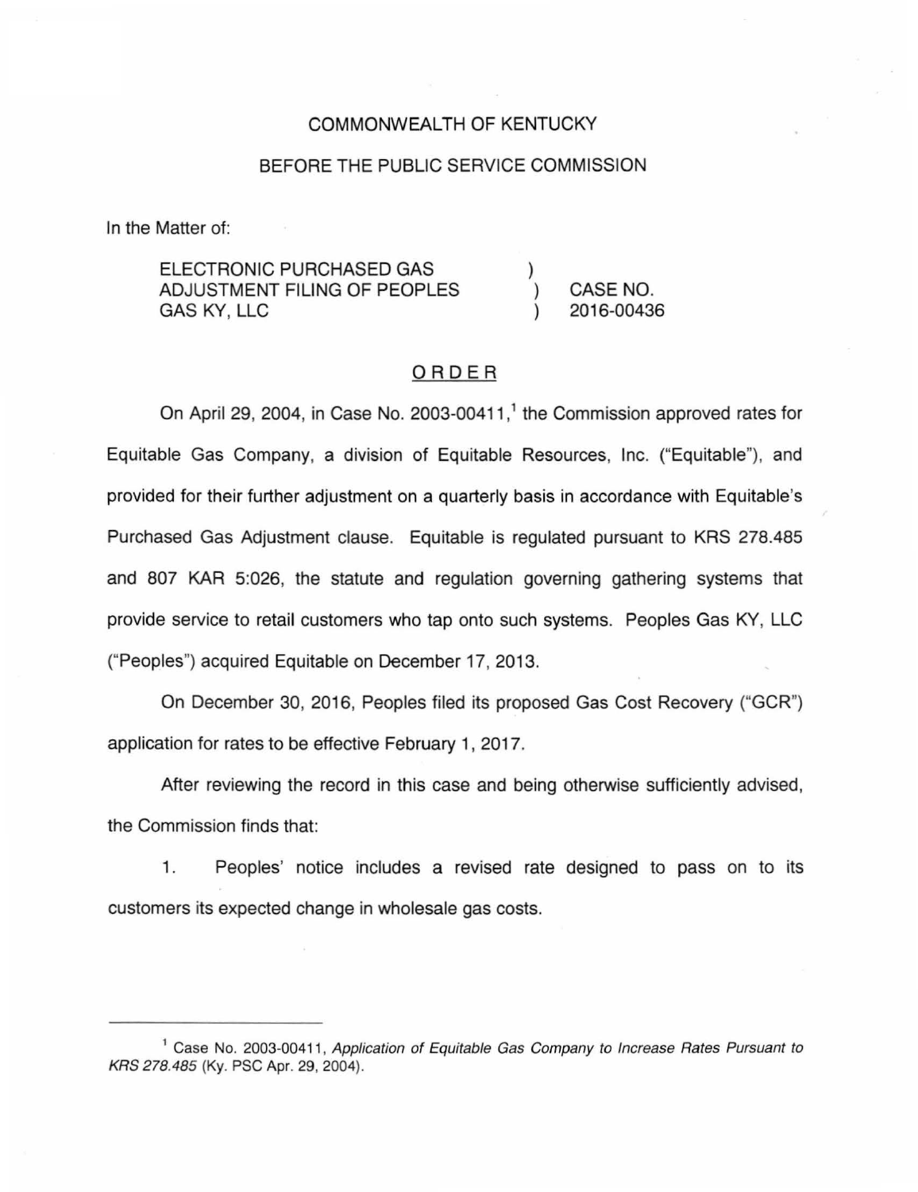COMMONWEALTH OF KENTUCKY

BEFORE THE PUBLIC SERVICE COMMISSION

In the Matter of:

| | | |
|---|---|---|
| ELECTRONIC PURCHASED GAS ADJUSTMENT FILING OF PEOPLES GAS KY, LLC | ) ) ) | CASE NO. 2016-00436 |

## ORDER

On April 29, 2004, in Case No. 2003-00411,[1] the Commission approved rates for Equitable Gas Company, a division of Equitable Resources, Inc. ("Equitable"), and provided for their further adjustment on a quarterly basis in accordance with Equitable's Purchased Gas Adjustment clause. Equitable is regulated pursuant to KRS 278.485 and 807 KAR 5:026, the statute and regulation governing gathering systems that provide service to retail customers who tap onto such systems. Peoples Gas KY, LLC ("Peoples") acquired Equitable on December 17, 2013.

On December 30, 2016, Peoples filed its proposed Gas Cost Recovery ("GCR") application for rates to be effective February 1, 2017.

After reviewing the record in this case and being otherwise sufficiently advised, the Commission finds that:

1. Peoples' notice includes a revised rate designed to pass on to its customers its expected change in wholesale gas costs.

---

[1] Case No. 2003-00411, *Application of Equitable Gas Company to Increase Rates Pursuant to KRS 278.485* (Ky. PSC Apr. 29, 2004).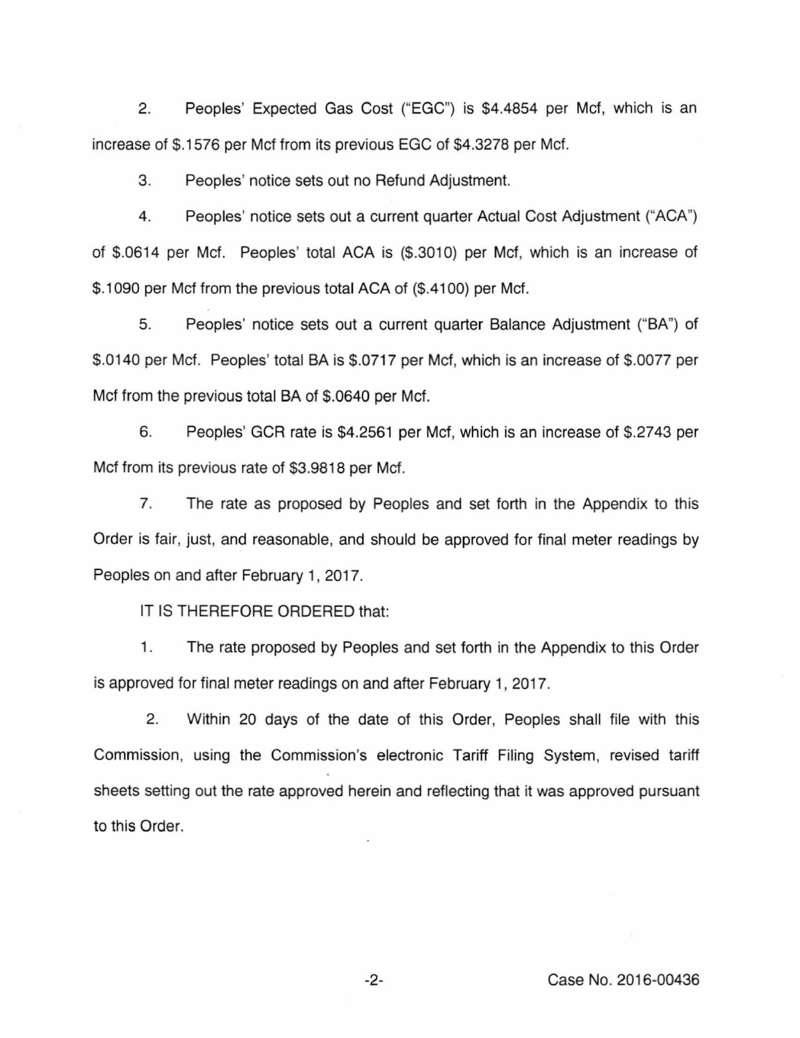2. Peoples' Expected Gas Cost ("EGC") is $4.4854 per Mcf, which is an increase of $.1576 per Mcf from its previous EGC of $4.3278 per Mcf.

3. Peoples' notice sets out no Refund Adjustment.

4. Peoples' notice sets out a current quarter Actual Cost Adjustment ("ACA") of $.0614 per Mcf. Peoples' total ACA is ($.3010) per Mcf, which is an increase of $.1090 per Mcf from the previous total ACA of ($.4100) per Mcf.

5. Peoples' notice sets out a current quarter Balance Adjustment ("BA") of $.0140 per Mcf. Peoples' total BA is $.0717 per Mcf, which is an increase of $.0077 per Mcf from the previous total BA of $.0640 per Mcf.

6. Peoples' GCR rate is $4.2561 per Mcf, which is an increase of $.2743 per Mcf from its previous rate of $3.9818 per Mcf.

7. The rate as proposed by Peoples and set forth in the Appendix to this Order is fair, just, and reasonable, and should be approved for final meter readings by Peoples on and after February 1, 2017.

IT IS THEREFORE ORDERED that:

1. The rate proposed by Peoples and set forth in the Appendix to this Order is approved for final meter readings on and after February 1, 2017.

2. Within 20 days of the date of this Order, Peoples shall file with this Commission, using the Commission's electronic Tariff Filing System, revised tariff sheets setting out the rate approved herein and reflecting that it was approved pursuant to this Order.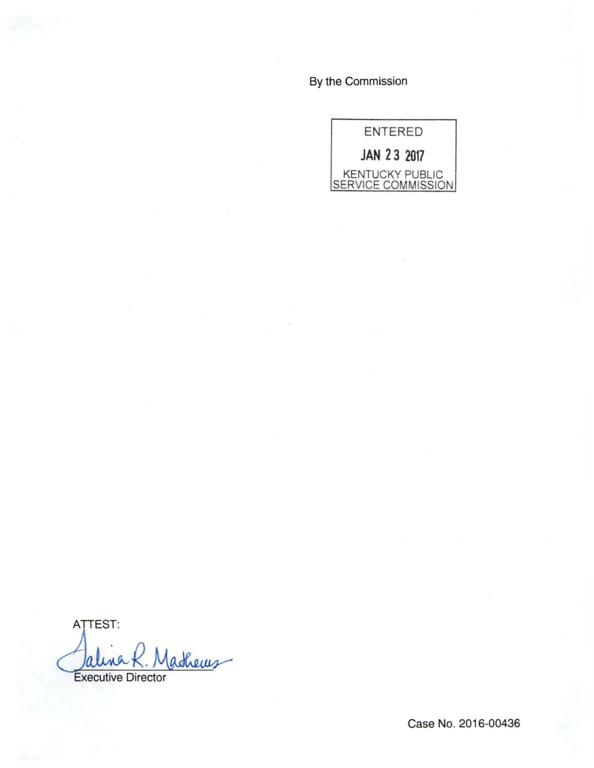By the Commission

ENTERED

JAN 23 2017

KENTUCKY PUBLIC SERVICE COMMISSION

ATTEST:

Talina R. Mathews

Executive Director

Case No. 2016-00436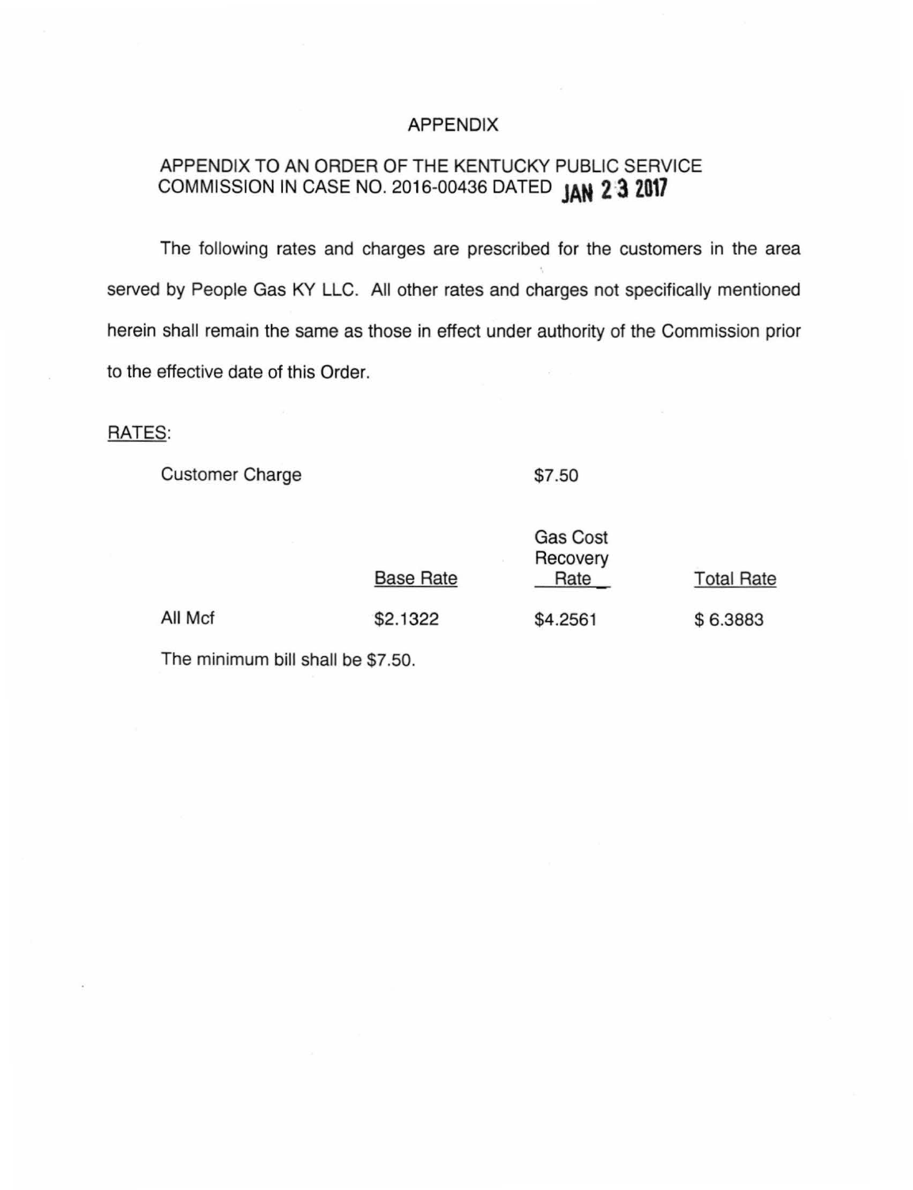# APPENDIX

## APPENDIX TO AN ORDER OF THE KENTUCKY PUBLIC SERVICE COMMISSION IN CASE NO. 2016-00436 DATED JAN 23 2017

The following rates and charges are prescribed for the customers in the area served by People Gas KY LLC. All other rates and charges not specifically mentioned herein shall remain the same as those in effect under authority of the Commission prior to the effective date of this Order.

RATES:

Customer Charge $7.50

| | Base Rate | Gas Cost Recovery Rate | Total Rate |
|---|---|---|---|
| All Mcf | $2.1322 | $4.2561 | $ 6.3883 |

The minimum bill shall be $7.50.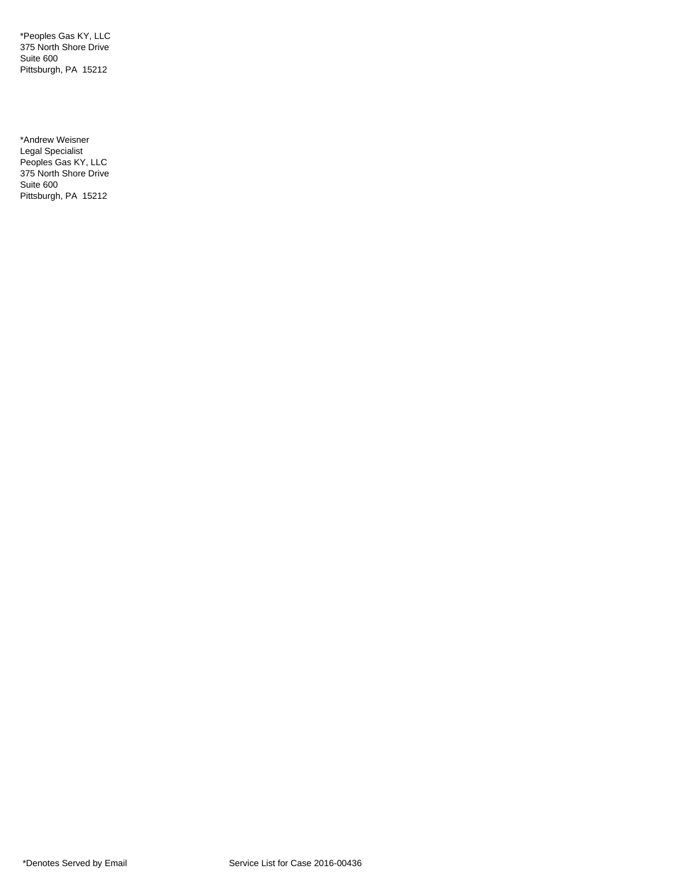*Peoples Gas KY, LLC
375 North Shore Drive
Suite 600
Pittsburgh, PA  15212

*Andrew Weisner
Legal Specialist
Peoples Gas KY, LLC
375 North Shore Drive
Suite 600
Pittsburgh, PA  15212

*Denotes Served by Email

Service List for Case 2016-00436